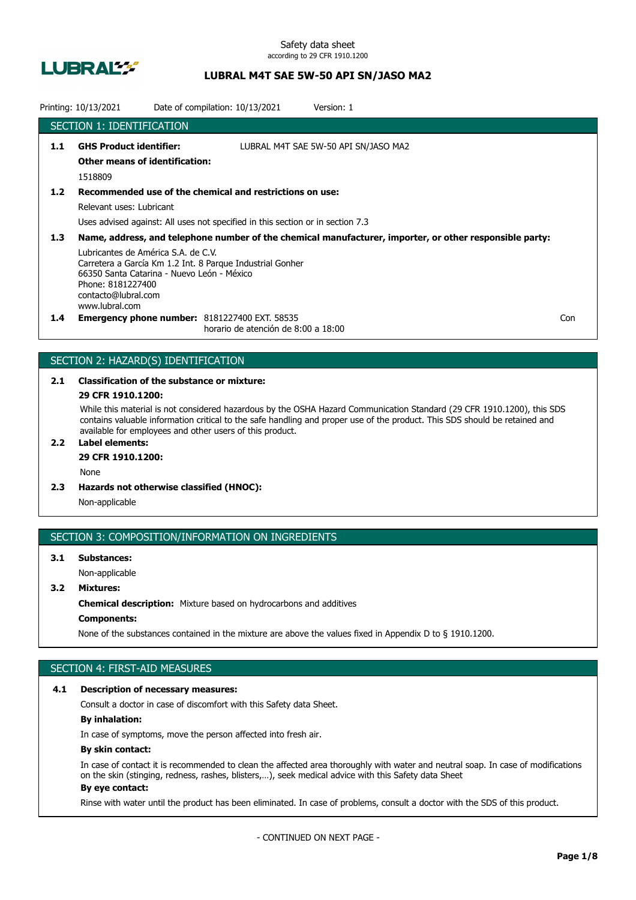Safety data sheet
according to 29 CFR 1910.1200

**LUBRAL M4T SAE 5W-50 API SN/JASO MA2**

Printing: 10/13/2021 Date of compilation: 10/13/2021 Version: 1

## SECTION 1: IDENTIFICATION

**1.1 GHS Product identifier:** LUBRAL M4T SAE 5W-50 API SN/JASO MA2

**Other means of identification:**

1518809

**1.2 Recommended use of the chemical and restrictions on use:**

Relevant uses: Lubricant

Uses advised against: All uses not specified in this section or in section 7.3

**1.3 Name, address, and telephone number of the chemical manufacturer, importer, or other responsible party:**

Lubricantes de América S.A. de C.V.
Carretera a García Km 1.2 Int. 8 Parque Industrial Gonher
66350 Santa Catarina - Nuevo León - México
Phone: 8181227400
contacto@lubral.com
www.lubral.com

**1.4 Emergency phone number:** 8181227400 EXT. 58535
horario de atención de 8:00 a 18:00 Con

## SECTION 2: HAZARD(S) IDENTIFICATION

**2.1 Classification of the substance or mixture:**

**29 CFR 1910.1200:**

While this material is not considered hazardous by the OSHA Hazard Communication Standard (29 CFR 1910.1200), this SDS contains valuable information critical to the safe handling and proper use of the product. This SDS should be retained and available for employees and other users of this product.

**2.2 Label elements:**

**29 CFR 1910.1200:**

None

**2.3 Hazards not otherwise classified (HNOC):**

Non-applicable

## SECTION 3: COMPOSITION/INFORMATION ON INGREDIENTS

**3.1 Substances:**

Non-applicable

**3.2 Mixtures:**

**Chemical description:** Mixture based on hydrocarbons and additives

**Components:**

None of the substances contained in the mixture are above the values fixed in Appendix D to § 1910.1200.

## SECTION 4: FIRST-AID MEASURES

**4.1 Description of necessary measures:**

Consult a doctor in case of discomfort with this Safety data Sheet.

**By inhalation:**

In case of symptoms, move the person affected into fresh air.

**By skin contact:**

In case of contact it is recommended to clean the affected area thoroughly with water and neutral soap. In case of modifications on the skin (stinging, redness, rashes, blisters,…), seek medical advice with this Safety data Sheet

**By eye contact:**

Rinse with water until the product has been eliminated. In case of problems, consult a doctor with the SDS of this product.

- CONTINUED ON NEXT PAGE -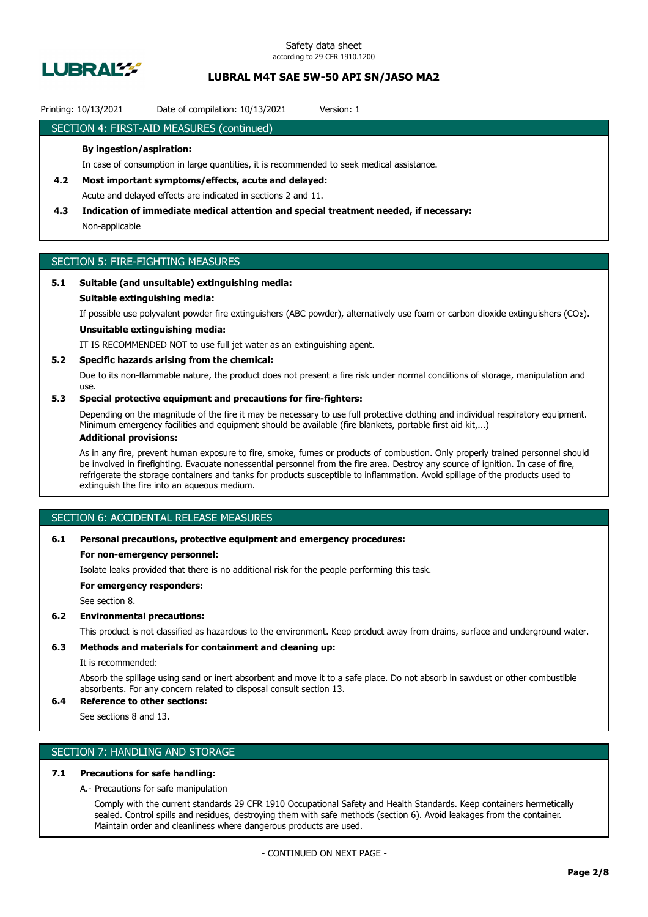## SECTION 4: FIRST-AID MEASURES (continued)

**By ingestion/aspiration:**

In case of consumption in large quantities, it is recommended to seek medical assistance.

**4.2 Most important symptoms/effects, acute and delayed:**

Acute and delayed effects are indicated in sections 2 and 11.

**4.3 Indication of immediate medical attention and special treatment needed, if necessary:**

Non-applicable

## SECTION 5: FIRE-FIGHTING MEASURES

**5.1 Suitable (and unsuitable) extinguishing media:**

**Suitable extinguishing media:**

If possible use polyvalent powder fire extinguishers (ABC powder), alternatively use foam or carbon dioxide extinguishers ($CO_2$).

**Unsuitable extinguishing media:**

IT IS RECOMMENDED NOT to use full jet water as an extinguishing agent.

**5.2 Specific hazards arising from the chemical:**

Due to its non-flammable nature, the product does not present a fire risk under normal conditions of storage, manipulation and use.

**5.3 Special protective equipment and precautions for fire-fighters:**

Depending on the magnitude of the fire it may be necessary to use full protective clothing and individual respiratory equipment. Minimum emergency facilities and equipment should be available (fire blankets, portable first aid kit,...)

**Additional provisions:**

As in any fire, prevent human exposure to fire, smoke, fumes or products of combustion. Only properly trained personnel should be involved in firefighting. Evacuate nonessential personnel from the fire area. Destroy any source of ignition. In case of fire, refrigerate the storage containers and tanks for products susceptible to inflammation. Avoid spillage of the products used to extinguish the fire into an aqueous medium.

## SECTION 6: ACCIDENTAL RELEASE MEASURES

**6.1 Personal precautions, protective equipment and emergency procedures:**

**For non-emergency personnel:**

Isolate leaks provided that there is no additional risk for the people performing this task.

**For emergency responders:**

See section 8.

**6.2 Environmental precautions:**

This product is not classified as hazardous to the environment. Keep product away from drains, surface and underground water.

**6.3 Methods and materials for containment and cleaning up:**

It is recommended:

Absorb the spillage using sand or inert absorbent and move it to a safe place. Do not absorb in sawdust or other combustible absorbents. For any concern related to disposal consult section 13.

**6.4 Reference to other sections:**

See sections 8 and 13.

## SECTION 7: HANDLING AND STORAGE

**7.1 Precautions for safe handling:**

A.- Precautions for safe manipulation

Comply with the current standards 29 CFR 1910 Occupational Safety and Health Standards. Keep containers hermetically sealed. Control spills and residues, destroying them with safe methods (section 6). Avoid leakages from the container. Maintain order and cleanliness where dangerous products are used.

- CONTINUED ON NEXT PAGE -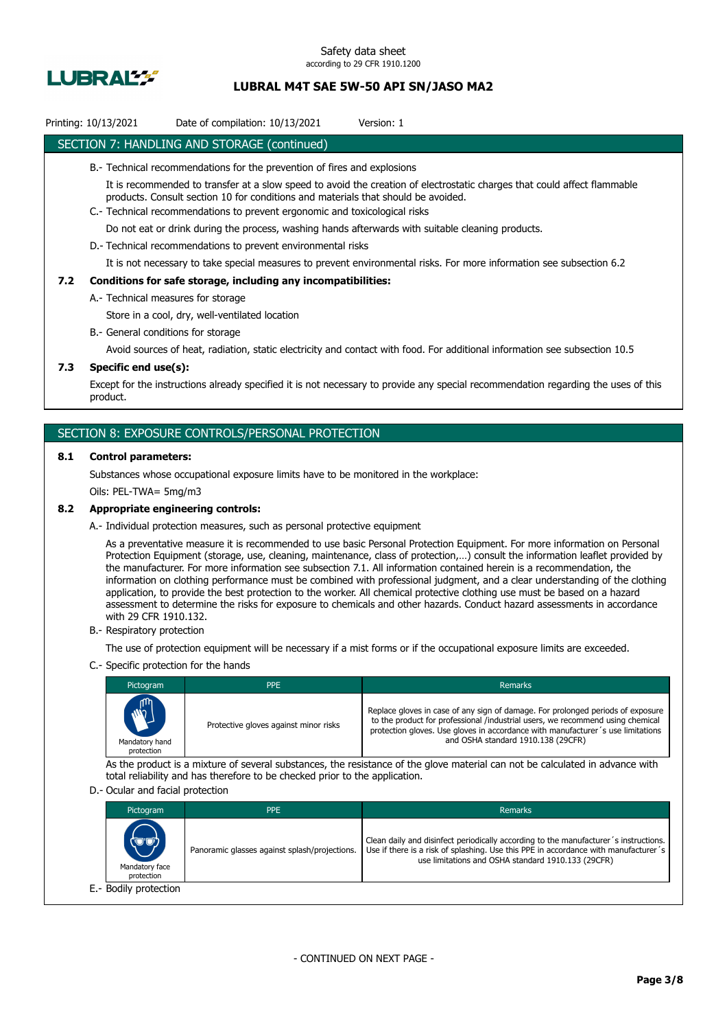Printing: 10/13/2021 Date of compilation: 10/13/2021 Version: 1

## SECTION 7: HANDLING AND STORAGE (continued)

B.- Technical recommendations for the prevention of fires and explosions

It is recommended to transfer at a slow speed to avoid the creation of electrostatic charges that could affect flammable products. Consult section 10 for conditions and materials that should be avoided.

C.- Technical recommendations to prevent ergonomic and toxicological risks

Do not eat or drink during the process, washing hands afterwards with suitable cleaning products.

D.- Technical recommendations to prevent environmental risks

It is not necessary to take special measures to prevent environmental risks. For more information see subsection 6.2

### 7.2 Conditions for safe storage, including any incompatibilities:

A.- Technical measures for storage

Store in a cool, dry, well-ventilated location

B.- General conditions for storage

Avoid sources of heat, radiation, static electricity and contact with food. For additional information see subsection 10.5

### 7.3 Specific end use(s):

Except for the instructions already specified it is not necessary to provide any special recommendation regarding the uses of this product.

## SECTION 8: EXPOSURE CONTROLS/PERSONAL PROTECTION

### 8.1 Control parameters:

Substances whose occupational exposure limits have to be monitored in the workplace:

Oils: PEL-TWA= 5mg/m3

### 8.2 Appropriate engineering controls:

A.- Individual protection measures, such as personal protective equipment

As a preventative measure it is recommended to use basic Personal Protection Equipment. For more information on Personal Protection Equipment (storage, use, cleaning, maintenance, class of protection,…) consult the information leaflet provided by the manufacturer. For more information see subsection 7.1. All information contained herein is a recommendation, the information on clothing performance must be combined with professional judgment, and a clear understanding of the clothing application, to provide the best protection to the worker. All chemical protective clothing use must be based on a hazard assessment to determine the risks for exposure to chemicals and other hazards. Conduct hazard assessments in accordance with 29 CFR 1910.132.

B.- Respiratory protection

The use of protection equipment will be necessary if a mist forms or if the occupational exposure limits are exceeded.

C.- Specific protection for the hands

| Pictogram | PPE | Remarks |
|---|---|---|
| Mandatory hand protection | Protective gloves against minor risks | Replace gloves in case of any sign of damage. For prolonged periods of exposure to the product for professional /industrial users, we recommend using chemical protection gloves. Use gloves in accordance with manufacturer´s use limitations and OSHA standard 1910.138 (29CFR) |

As the product is a mixture of several substances, the resistance of the glove material can not be calculated in advance with total reliability and has therefore to be checked prior to the application.

D.- Ocular and facial protection

| Pictogram | PPE | Remarks |
|---|---|---|
| Mandatory face protection | Panoramic glasses against splash/projections. | Clean daily and disinfect periodically according to the manufacturer´s instructions. Use if there is a risk of splashing. Use this PPE in accordance with manufacturer´s use limitations and OSHA standard 1910.133 (29CFR) |

E.- Bodily protection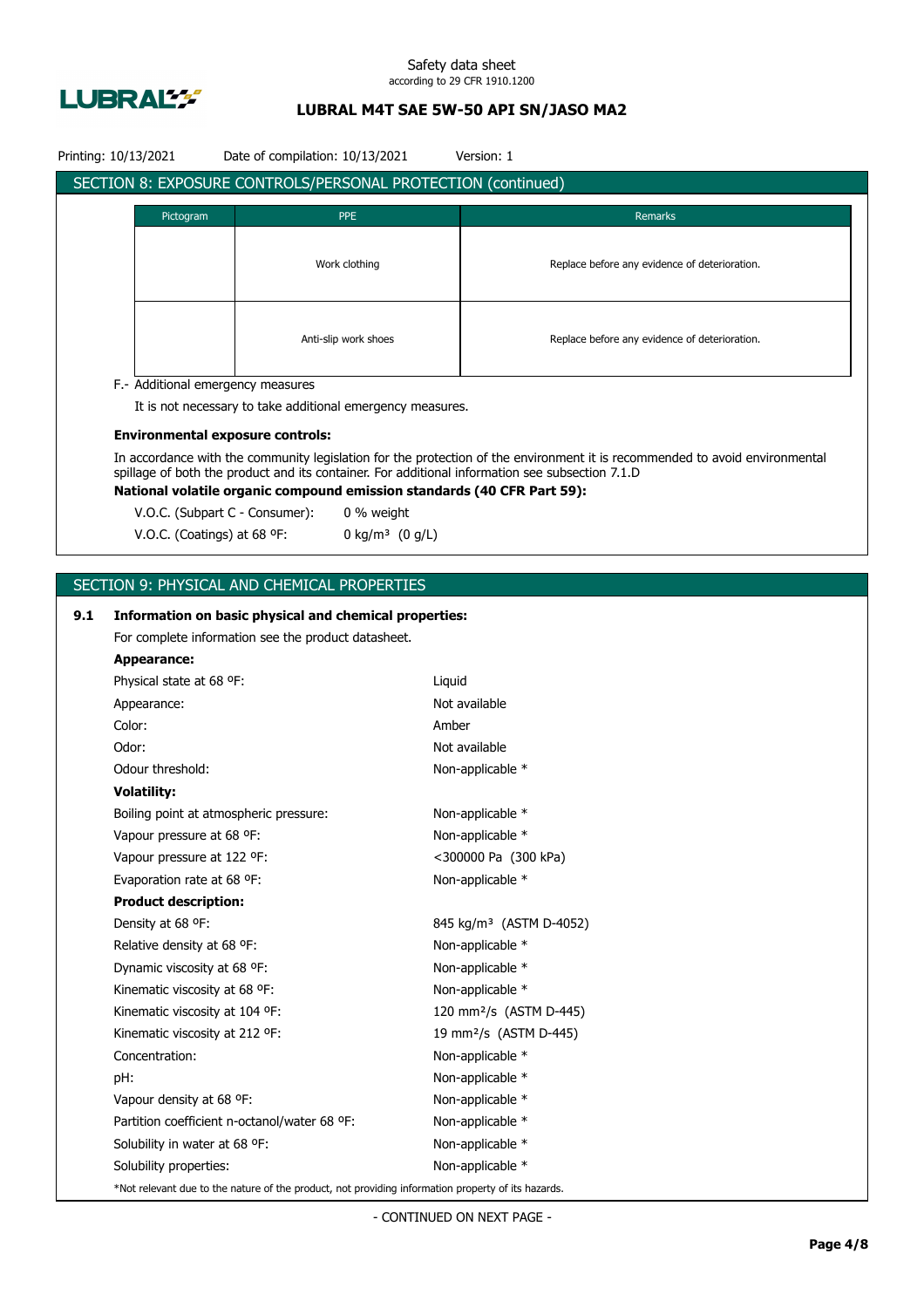## SECTION 8: EXPOSURE CONTROLS/PERSONAL PROTECTION (continued)

| Pictogram | PPE | Remarks |
|---|---|---|
| | Work clothing | Replace before any evidence of deterioration. |
| | Anti-slip work shoes | Replace before any evidence of deterioration. |

F.- Additional emergency measures

It is not necessary to take additional emergency measures.

**Environmental exposure controls:**

In accordance with the community legislation for the protection of the environment it is recommended to avoid environmental spillage of both the product and its container. For additional information see subsection 7.1.D

**National volatile organic compound emission standards (40 CFR Part 59):**

V.O.C. (Subpart C - Consumer): 0 % weight

V.O.C. (Coatings) at 68 ºF: 0 kg/m³ (0 g/L)

## SECTION 9: PHYSICAL AND CHEMICAL PROPERTIES

### 9.1 Information on basic physical and chemical properties:

For complete information see the product datasheet.

**Appearance:**

| | |
|---|---|
| Physical state at 68 ºF: | Liquid |
| Appearance: | Not available |
| Color: | Amber |
| Odor: | Not available |
| Odour threshold: | Non-applicable * |

**Volatility:**

| | |
|---|---|
| Boiling point at atmospheric pressure: | Non-applicable * |
| Vapour pressure at 68 ºF: | Non-applicable * |
| Vapour pressure at 122 ºF: | <300000 Pa (300 kPa) |
| Evaporation rate at 68 ºF: | Non-applicable * |

**Product description:**

| | |
|---|---|
| Density at 68 ºF: | 845 kg/m³ (ASTM D-4052) |
| Relative density at 68 ºF: | Non-applicable * |
| Dynamic viscosity at 68 ºF: | Non-applicable * |
| Kinematic viscosity at 68 ºF: | Non-applicable * |
| Kinematic viscosity at 104 ºF: | 120 mm²/s (ASTM D-445) |
| Kinematic viscosity at 212 ºF: | 19 mm²/s (ASTM D-445) |
| Concentration: | Non-applicable * |
| pH: | Non-applicable * |
| Vapour density at 68 ºF: | Non-applicable * |
| Partition coefficient n-octanol/water 68 ºF: | Non-applicable * |
| Solubility in water at 68 ºF: | Non-applicable * |
| Solubility properties: | Non-applicable * |

*Not relevant due to the nature of the product, not providing information property of its hazards.

- CONTINUED ON NEXT PAGE -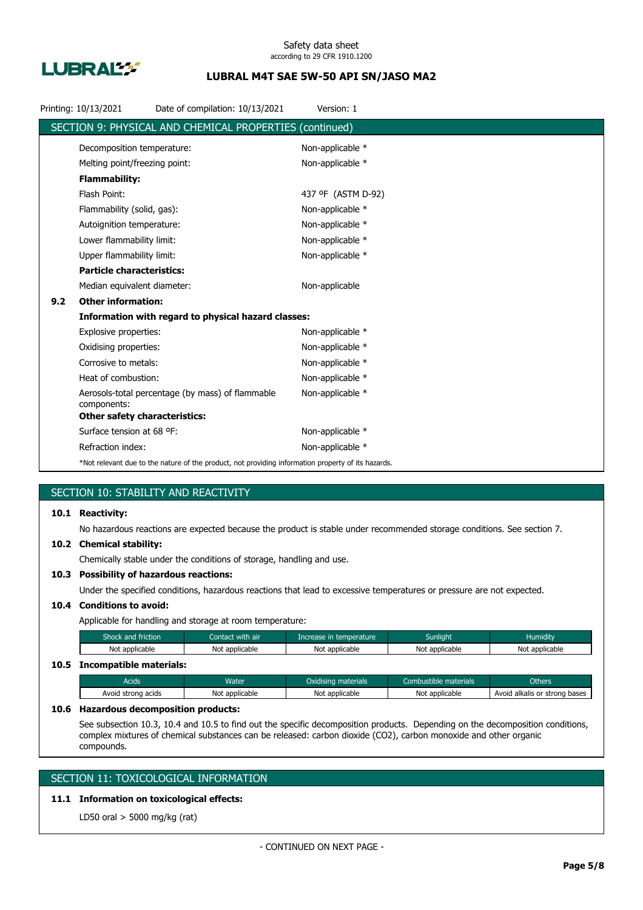## SECTION 9: PHYSICAL AND CHEMICAL PROPERTIES (continued)

| | |
|---|---|
| Decomposition temperature: | Non-applicable * |
| Melting point/freezing point: | Non-applicable * |
| **Flammability:** | |
| Flash Point: | 437 ºF (ASTM D-92) |
| Flammability (solid, gas): | Non-applicable * |
| Autoignition temperature: | Non-applicable * |
| Lower flammability limit: | Non-applicable * |
| Upper flammability limit: | Non-applicable * |
| **Particle characteristics:** | |
| Median equivalent diameter: | Non-applicable |

**9.2 Other information:**

| | |
|---|---|
| **Information with regard to physical hazard classes:** | |
| Explosive properties: | Non-applicable * |
| Oxidising properties: | Non-applicable * |
| Corrosive to metals: | Non-applicable * |
| Heat of combustion: | Non-applicable * |
| Aerosols-total percentage (by mass) of flammable components: | Non-applicable * |
| **Other safety characteristics:** | |
| Surface tension at 68 ºF: | Non-applicable * |
| Refraction index: | Non-applicable * |

*Not relevant due to the nature of the product, not providing information property of its hazards.

## SECTION 10: STABILITY AND REACTIVITY

**10.1 Reactivity:**

No hazardous reactions are expected because the product is stable under recommended storage conditions. See section 7.

**10.2 Chemical stability:**

Chemically stable under the conditions of storage, handling and use.

**10.3 Possibility of hazardous reactions:**

Under the specified conditions, hazardous reactions that lead to excessive temperatures or pressure are not expected.

**10.4 Conditions to avoid:**

Applicable for handling and storage at room temperature:

| Shock and friction | Contact with air | Increase in temperature | Sunlight | Humidity |
|---|---|---|---|---|
| Not applicable | Not applicable | Not applicable | Not applicable | Not applicable |

**10.5 Incompatible materials:**

| Acids | Water | Oxidising materials | Combustible materials | Others |
|---|---|---|---|---|
| Avoid strong acids | Not applicable | Not applicable | Not applicable | Avoid alkalis or strong bases |

**10.6 Hazardous decomposition products:**

See subsection 10.3, 10.4 and 10.5 to find out the specific decomposition products. Depending on the decomposition conditions, complex mixtures of chemical substances can be released: carbon dioxide ($CO_2$), carbon monoxide and other organic compounds.

## SECTION 11: TOXICOLOGICAL INFORMATION

**11.1 Information on toxicological effects:**

LD50 oral > 5000 mg/kg (rat)

- CONTINUED ON NEXT PAGE -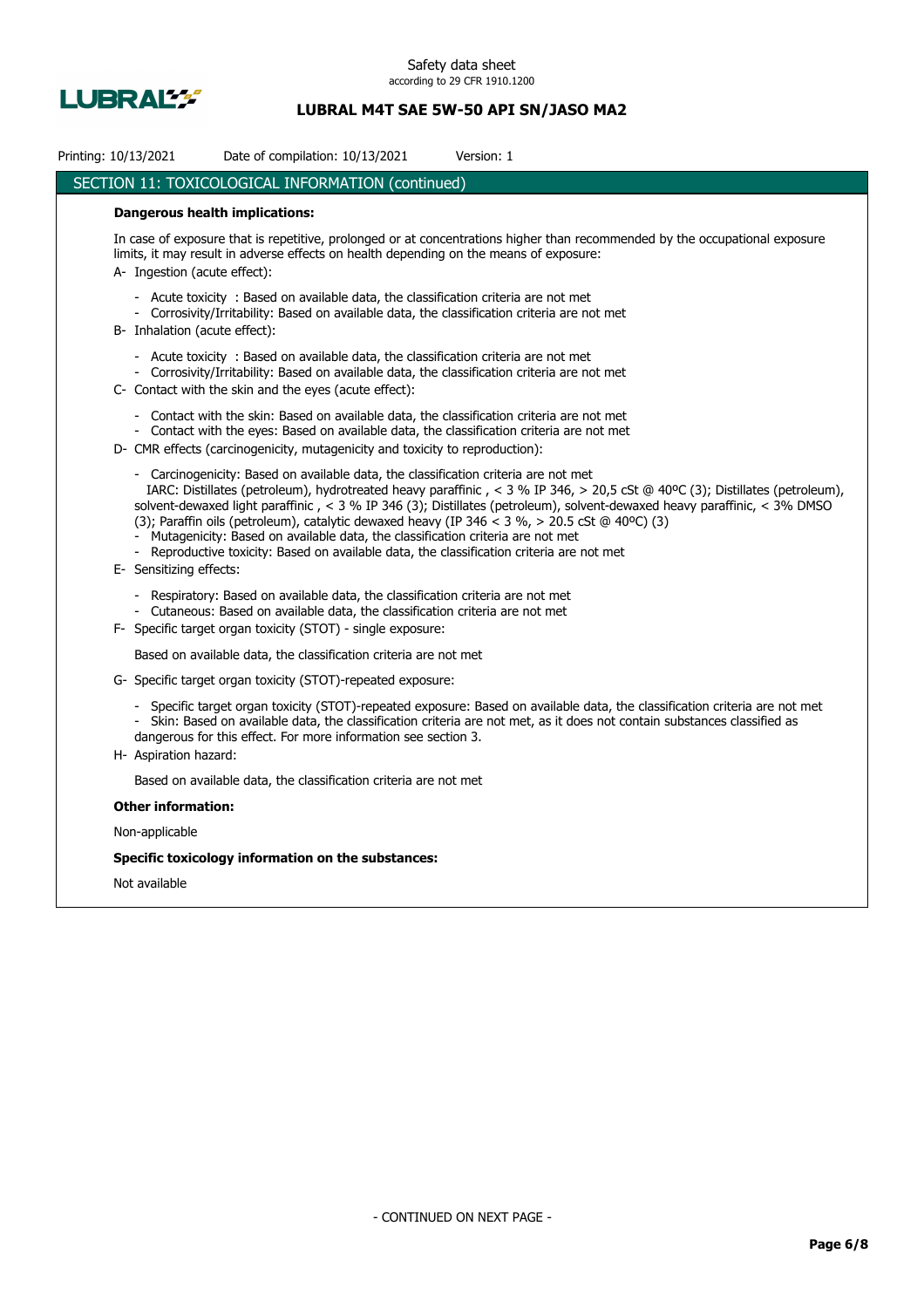## SECTION 11: TOXICOLOGICAL INFORMATION (continued)

**Dangerous health implications:**

In case of exposure that is repetitive, prolonged or at concentrations higher than recommended by the occupational exposure limits, it may result in adverse effects on health depending on the means of exposure:

A- Ingestion (acute effect):

- Acute toxicity : Based on available data, the classification criteria are not met
- Corrosivity/Irritability: Based on available data, the classification criteria are not met

B- Inhalation (acute effect):

- Acute toxicity : Based on available data, the classification criteria are not met
- Corrosivity/Irritability: Based on available data, the classification criteria are not met

C- Contact with the skin and the eyes (acute effect):

- Contact with the skin: Based on available data, the classification criteria are not met
- Contact with the eyes: Based on available data, the classification criteria are not met

D- CMR effects (carcinogenicity, mutagenicity and toxicity to reproduction):

- Carcinogenicity: Based on available data, the classification criteria are not met
  IARC: Distillates (petroleum), hydrotreated heavy paraffinic , < 3 % IP 346, > 20,5 cSt @ 40ºC (3); Distillates (petroleum), solvent-dewaxed light paraffinic , < 3 % IP 346 (3); Distillates (petroleum), solvent-dewaxed heavy paraffinic, < 3% DMSO (3); Paraffin oils (petroleum), catalytic dewaxed heavy (IP 346 < 3 %, > 20.5 cSt @ 40ºC) (3)
- Mutagenicity: Based on available data, the classification criteria are not met
- Reproductive toxicity: Based on available data, the classification criteria are not met

E- Sensitizing effects:

- Respiratory: Based on available data, the classification criteria are not met
- Cutaneous: Based on available data, the classification criteria are not met

F- Specific target organ toxicity (STOT) - single exposure:

Based on available data, the classification criteria are not met

G- Specific target organ toxicity (STOT)-repeated exposure:

- Specific target organ toxicity (STOT)-repeated exposure: Based on available data, the classification criteria are not met
- Skin: Based on available data, the classification criteria are not met, as it does not contain substances classified as dangerous for this effect. For more information see section 3.

H- Aspiration hazard:

Based on available data, the classification criteria are not met

**Other information:**

Non-applicable

**Specific toxicology information on the substances:**

Not available

- CONTINUED ON NEXT PAGE -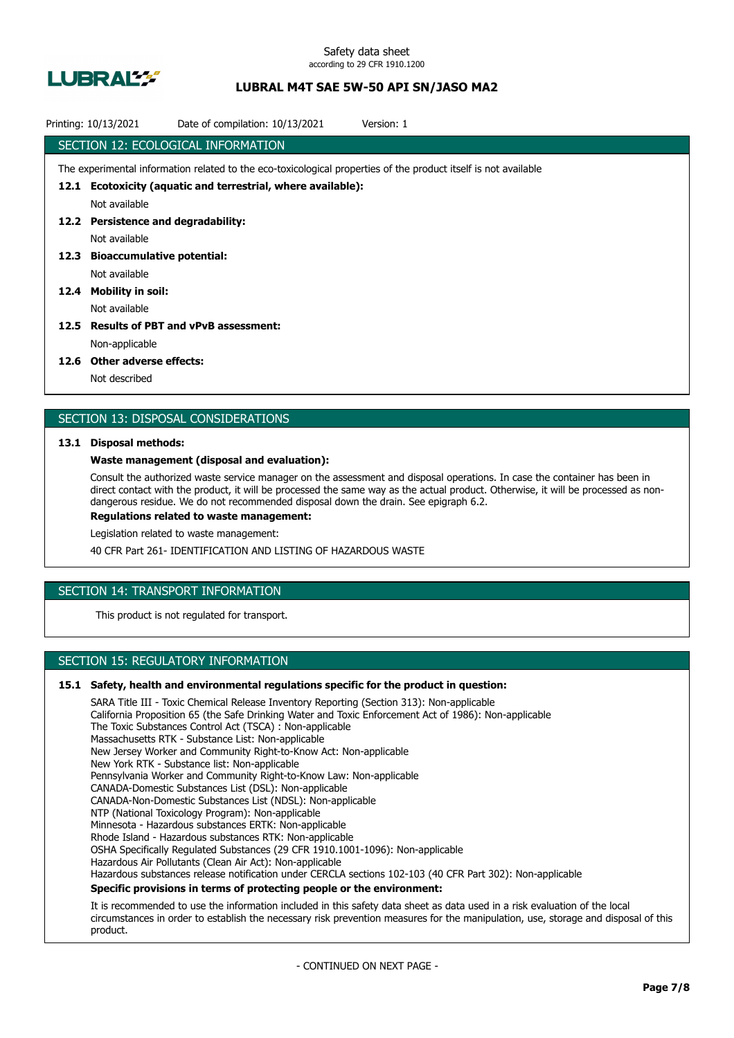## SECTION 12: ECOLOGICAL INFORMATION

The experimental information related to the eco-toxicological properties of the product itself is not available

**12.1 Ecotoxicity (aquatic and terrestrial, where available):**

Not available

**12.2 Persistence and degradability:**

Not available

**12.3 Bioaccumulative potential:**

Not available

**12.4 Mobility in soil:**

Not available

**12.5 Results of PBT and vPvB assessment:**

Non-applicable

**12.6 Other adverse effects:**

Not described

## SECTION 13: DISPOSAL CONSIDERATIONS

**13.1 Disposal methods:**

**Waste management (disposal and evaluation):**

Consult the authorized waste service manager on the assessment and disposal operations. In case the container has been in direct contact with the product, it will be processed the same way as the actual product. Otherwise, it will be processed as non-dangerous residue. We do not recommended disposal down the drain. See epigraph 6.2.

**Regulations related to waste management:**

Legislation related to waste management:

40 CFR Part 261- IDENTIFICATION AND LISTING OF HAZARDOUS WASTE

## SECTION 14: TRANSPORT INFORMATION

This product is not regulated for transport.

## SECTION 15: REGULATORY INFORMATION

**15.1 Safety, health and environmental regulations specific for the product in question:**

SARA Title III - Toxic Chemical Release Inventory Reporting (Section 313): Non-applicable
California Proposition 65 (the Safe Drinking Water and Toxic Enforcement Act of 1986): Non-applicable
The Toxic Substances Control Act (TSCA) : Non-applicable
Massachusetts RTK - Substance List: Non-applicable
New Jersey Worker and Community Right-to-Know Act: Non-applicable
New York RTK - Substance list: Non-applicable
Pennsylvania Worker and Community Right-to-Know Law: Non-applicable
CANADA-Domestic Substances List (DSL): Non-applicable
CANADA-Non-Domestic Substances List (NDSL): Non-applicable
NTP (National Toxicology Program): Non-applicable
Minnesota - Hazardous substances ERTK: Non-applicable
Rhode Island - Hazardous substances RTK: Non-applicable
OSHA Specifically Regulated Substances (29 CFR 1910.1001-1096): Non-applicable
Hazardous Air Pollutants (Clean Air Act): Non-applicable
Hazardous substances release notification under CERCLA sections 102-103 (40 CFR Part 302): Non-applicable

**Specific provisions in terms of protecting people or the environment:**

It is recommended to use the information included in this safety data sheet as data used in a risk evaluation of the local circumstances in order to establish the necessary risk prevention measures for the manipulation, use, storage and disposal of this product.

- CONTINUED ON NEXT PAGE -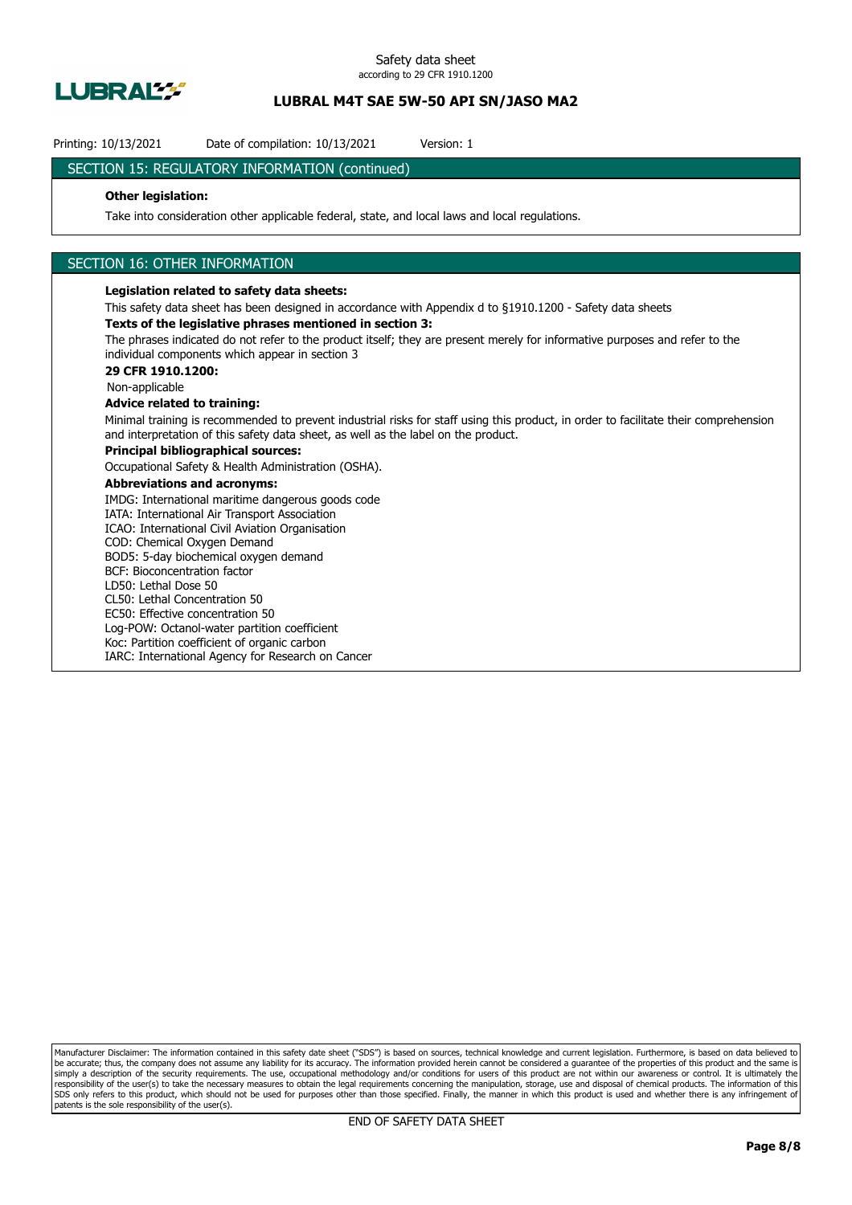## SECTION 15: REGULATORY INFORMATION (continued)

**Other legislation:**

Take into consideration other applicable federal, state, and local laws and local regulations.

## SECTION 16: OTHER INFORMATION

**Legislation related to safety data sheets:**

This safety data sheet has been designed in accordance with Appendix d to §1910.1200 - Safety data sheets

**Texts of the legislative phrases mentioned in section 3:**

The phrases indicated do not refer to the product itself; they are present merely for informative purposes and refer to the individual components which appear in section 3

**29 CFR 1910.1200:**

Non-applicable

**Advice related to training:**

Minimal training is recommended to prevent industrial risks for staff using this product, in order to facilitate their comprehension and interpretation of this safety data sheet, as well as the label on the product.

**Principal bibliographical sources:**

Occupational Safety & Health Administration (OSHA).

**Abbreviations and acronyms:**

IMDG: International maritime dangerous goods code
IATA: International Air Transport Association
ICAO: International Civil Aviation Organisation
COD: Chemical Oxygen Demand
BOD5: 5-day biochemical oxygen demand
BCF: Bioconcentration factor
LD50: Lethal Dose 50
CL50: Lethal Concentration 50
EC50: Effective concentration 50
Log-POW: Octanol-water partition coefficient
Koc: Partition coefficient of organic carbon
IARC: International Agency for Research on Cancer

Manufacturer Disclaimer: The information contained in this safety date sheet ("SDS") is based on sources, technical knowledge and current legislation. Furthermore, is based on data believed to be accurate; thus, the company does not assume any liability for its accuracy. The information provided herein cannot be considered a guarantee of the properties of this product and the same is simply a description of the security requirements. The use, occupational methodology and/or conditions for users of this product are not within our awareness or control. It is ultimately the responsibility of the user(s) to take the necessary measures to obtain the legal requirements concerning the manipulation, storage, use and disposal of chemical products. The information of this SDS only refers to this product, which should not be used for purposes other than those specified. Finally, the manner in which this product is used and whether there is any infringement of patents is the sole responsibility of the user(s).

END OF SAFETY DATA SHEET